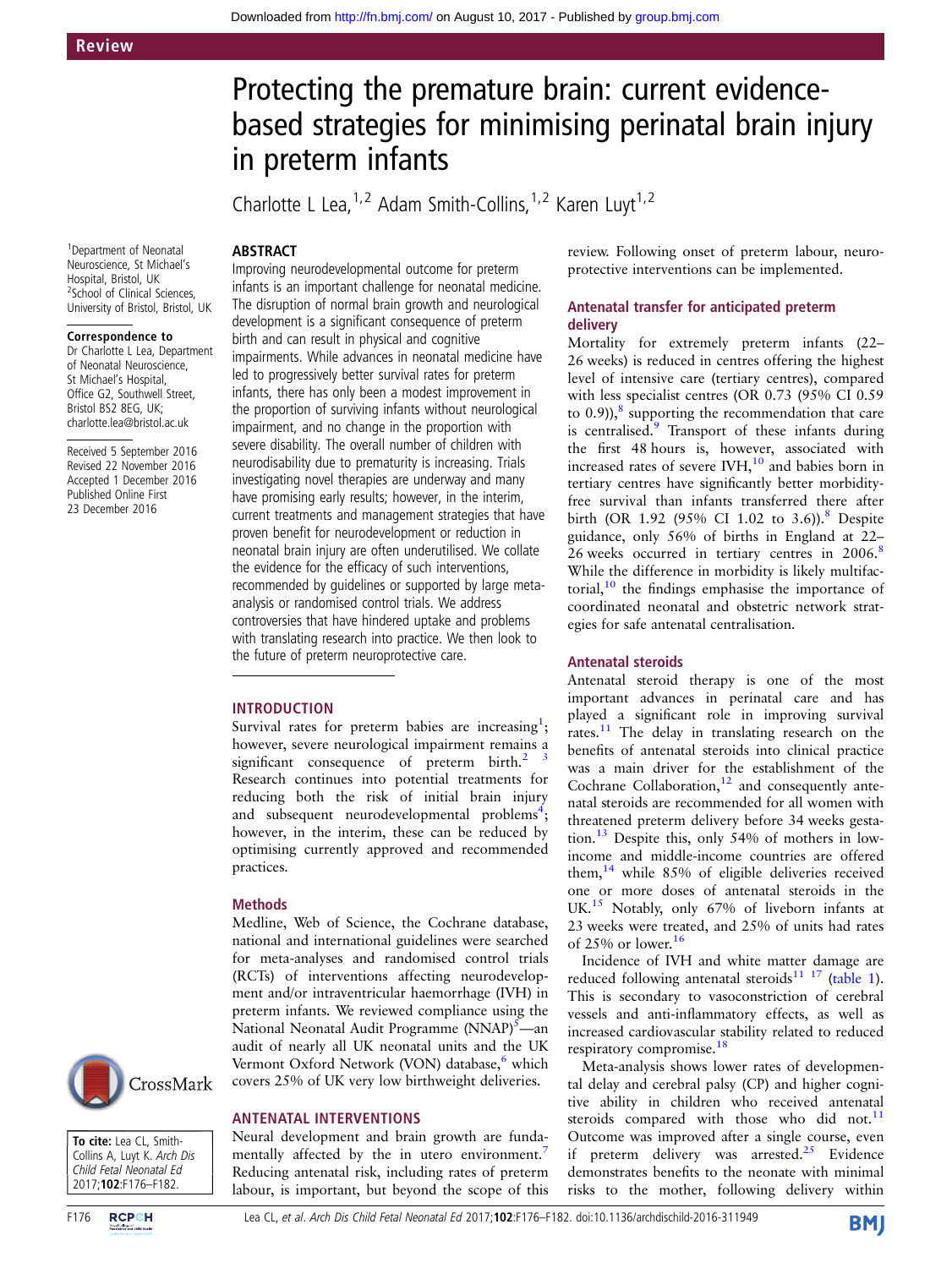Review

# Protecting the premature brain: current evidence-based strategies for minimising perinatal brain injury in preterm infants

Charlotte L Lea,[1,2] Adam Smith-Collins,[1,2] Karen Luyt[1,2]

[1]Department of Neonatal Neuroscience, St Michael's Hospital, Bristol, UK
[2]School of Clinical Sciences, University of Bristol, Bristol, UK

**Correspondence to**
Dr Charlotte L Lea, Department of Neonatal Neuroscience, St Michael's Hospital, Office G2, Southwell Street, Bristol BS2 8EG, UK; charlotte.lea@bristol.ac.uk

Received 5 September 2016
Revised 22 November 2016
Accepted 1 December 2016
Published Online First 23 December 2016

**To cite:** Lea CL, Smith-Collins A, Luyt K. *Arch Dis Child Fetal Neonatal Ed* 2017;**102**:F176–F182.

## ABSTRACT

Improving neurodevelopmental outcome for preterm infants is an important challenge for neonatal medicine. The disruption of normal brain growth and neurological development is a significant consequence of preterm birth and can result in physical and cognitive impairments. While advances in neonatal medicine have led to progressively better survival rates for preterm infants, there has only been a modest improvement in the proportion of surviving infants without neurological impairment, and no change in the proportion with severe disability. The overall number of children with neurodisability due to prematurity is increasing. Trials investigating novel therapies are underway and many have promising early results; however, in the interim, current treatments and management strategies that have proven benefit for neurodevelopment or reduction in neonatal brain injury are often underutilised. We collate the evidence for the efficacy of such interventions, recommended by guidelines or supported by large meta-analysis or randomised control trials. We address controversies that have hindered uptake and problems with translating research into practice. We then look to the future of preterm neuroprotective care.

## INTRODUCTION

Survival rates for preterm babies are increasing[1]; however, severe neurological impairment remains a significant consequence of preterm birth.[2 3] Research continues into potential treatments for reducing both the risk of initial brain injury and subsequent neurodevelopmental problems[4]; however, in the interim, these can be reduced by optimising currently approved and recommended practices.

### Methods

Medline, Web of Science, the Cochrane database, national and international guidelines were searched for meta-analyses and randomised control trials (RCTs) of interventions affecting neurodevelopment and/or intraventricular haemorrhage (IVH) in preterm infants. We reviewed compliance using the National Neonatal Audit Programme (NNAP)[5]—an audit of nearly all UK neonatal units and the UK Vermont Oxford Network (VON) database,[6] which covers 25% of UK very low birthweight deliveries.

## ANTENATAL INTERVENTIONS

Neural development and brain growth are fundamentally affected by the in utero environment.[7] Reducing antenatal risk, including rates of preterm labour, is important, but beyond the scope of this review. Following onset of preterm labour, neuroprotective interventions can be implemented.

### Antenatal transfer for anticipated preterm delivery

Mortality for extremely preterm infants (22–26 weeks) is reduced in centres offering the highest level of intensive care (tertiary centres), compared with less specialist centres (OR 0.73 (95% CI 0.59 to 0.9)),[8] supporting the recommendation that care is centralised.[9] Transport of these infants during the first 48 hours is, however, associated with increased rates of severe IVH,[10] and babies born in tertiary centres have significantly better morbidity-free survival than infants transferred there after birth (OR 1.92 (95% CI 1.02 to 3.6)).[8] Despite guidance, only 56% of births in England at 22–26 weeks occurred in tertiary centres in 2006.[8] While the difference in morbidity is likely multifactorial,[10] the findings emphasise the importance of coordinated neonatal and obstetric network strategies for safe antenatal centralisation.

### Antenatal steroids

Antenatal steroid therapy is one of the most important advances in perinatal care and has played a significant role in improving survival rates.[11] The delay in translating research on the benefits of antenatal steroids into clinical practice was a main driver for the establishment of the Cochrane Collaboration,[12] and consequently antenatal steroids are recommended for all women with threatened preterm delivery before 34 weeks gestation.[13] Despite this, only 54% of mothers in low-income and middle-income countries are offered them,[14] while 85% of eligible deliveries received one or more doses of antenatal steroids in the UK.[15] Notably, only 67% of liveborn infants at 23 weeks were treated, and 25% of units had rates of 25% or lower.[16]

Incidence of IVH and white matter damage are reduced following antenatal steroids[11 17] (table 1). This is secondary to vasoconstriction of cerebral vessels and anti-inflammatory effects, as well as increased cardiovascular stability related to reduced respiratory compromise.[18]

Meta-analysis shows lower rates of developmental delay and cerebral palsy (CP) and higher cognitive ability in children who received antenatal steroids compared with those who did not.[11] Outcome was improved after a single course, even if preterm delivery was arrested.[25] Evidence demonstrates benefits to the neonate with minimal risks to the mother, following delivery within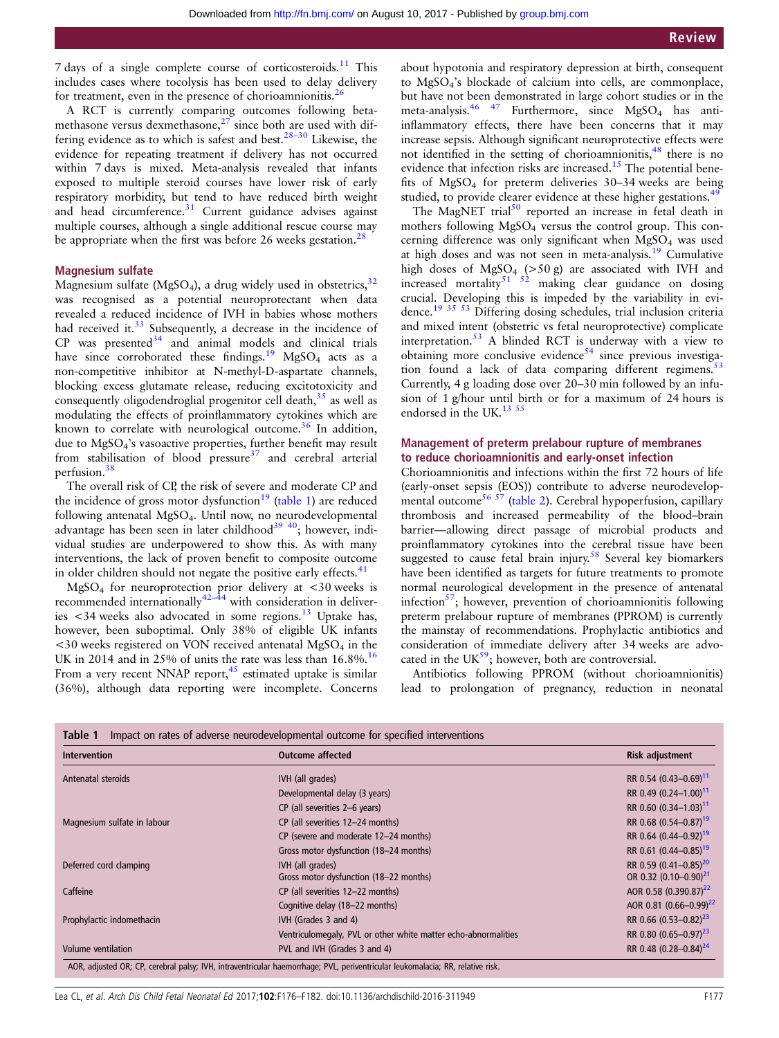7 days of a single complete course of corticosteroids.[11] This includes cases where tocolysis has been used to delay delivery for treatment, even in the presence of chorioamnionitis.[26]

A RCT is currently comparing outcomes following betamethasone versus dexmethasone,[27] since both are used with differing evidence as to which is safest and best.[28–30] Likewise, the evidence for repeating treatment if delivery has not occurred within 7 days is mixed. Meta-analysis revealed that infants exposed to multiple steroid courses have lower risk of early respiratory morbidity, but tend to have reduced birth weight and head circumference.[31] Current guidance advises against multiple courses, although a single additional rescue course may be appropriate when the first was before 26 weeks gestation.[28]

### Magnesium sulfate

Magnesium sulfate ($MgSO_4$), a drug widely used in obstetrics,[32] was recognised as a potential neuroprotectant when data revealed a reduced incidence of IVH in babies whose mothers had received it.[33] Subsequently, a decrease in the incidence of CP was presented[34] and animal models and clinical trials have since corroborated these findings.[19] $MgSO_4$ acts as a non-competitive inhibitor at N-methyl-D-aspartate channels, blocking excess glutamate release, reducing excitotoxicity and consequently oligodendroglial progenitor cell death,[35] as well as modulating the effects of proinflammatory cytokines which are known to correlate with neurological outcome.[36] In addition, due to $MgSO_4$'s vasoactive properties, further benefit may result from stabilisation of blood pressure[37] and cerebral arterial perfusion.[38]

The overall risk of CP, the risk of severe and moderate CP and the incidence of gross motor dysfunction[19] (table 1) are reduced following antenatal $MgSO_4$. Until now, no neurodevelopmental advantage has been seen in later childhood[39 40]; however, individual studies are underpowered to show this. As with many interventions, the lack of proven benefit to composite outcome in older children should not negate the positive early effects.[41]

$MgSO_4$ for neuroprotection prior delivery at <30 weeks is recommended internationally[42–44] with consideration in deliveries <34 weeks also advocated in some regions.[13] Uptake has, however, been suboptimal. Only 38% of eligible UK infants <30 weeks registered on VON received antenatal $MgSO_4$ in the UK in 2014 and in 25% of units the rate was less than 16.8%.[16] From a very recent NNAP report,[45] estimated uptake is similar (36%), although data reporting were incomplete. Concerns about hypotonia and respiratory depression at birth, consequent to $MgSO_4$'s blockade of calcium into cells, are commonplace, but have not been demonstrated in large cohort studies or in the meta-analysis.[46 47] Furthermore, since $MgSO_4$ has anti-inflammatory effects, there have been concerns that it may increase sepsis. Although significant neuroprotective effects were not identified in the setting of chorioamnionitis,[48] there is no evidence that infection risks are increased.[15] The potential benefits of $MgSO_4$ for preterm deliveries 30–34 weeks are being studied, to provide clearer evidence at these higher gestations.[49]

The MagNET trial[50] reported an increase in fetal death in mothers following $MgSO_4$ versus the control group. This concerning difference was only significant when $MgSO_4$ was used at high doses and was not seen in meta-analysis.[19] Cumulative high doses of $MgSO_4$ (>50 g) are associated with IVH and increased mortality[51 52] making clear guidance on dosing crucial. Developing this is impeded by the variability in evidence.[19 35 53] Differing dosing schedules, trial inclusion criteria and mixed intent (obstetric vs fetal neuroprotective) complicate interpretation.[53] A blinded RCT is underway with a view to obtaining more conclusive evidence[54] since previous investigation found a lack of data comparing different regimens.[53] Currently, 4 g loading dose over 20–30 min followed by an infusion of 1 g/hour until birth or for a maximum of 24 hours is endorsed in the UK.[13 55]

### Management of preterm prelabour rupture of membranes to reduce chorioamnionitis and early-onset infection

Chorioamnionitis and infections within the first 72 hours of life (early-onset sepsis (EOS)) contribute to adverse neurodevelopmental outcome[56 57] (table 2). Cerebral hypoperfusion, capillary thrombosis and increased permeability of the blood–brain barrier—allowing direct passage of microbial products and proinflammatory cytokines into the cerebral tissue have been suggested to cause fetal brain injury.[58] Several key biomarkers have been identified as targets for future treatments to promote normal neurological development in the presence of antenatal infection[57]; however, prevention of chorioamnionitis following preterm prelabour rupture of membranes (PPROM) is currently the mainstay of recommendations. Prophylactic antibiotics and consideration of immediate delivery after 34 weeks are advocated in the UK[59]; however, both are controversial.

Antibiotics following PPROM (without chorioamnionitis) lead to prolongation of pregnancy, reduction in neonatal

**Table 1** Impact on rates of adverse neurodevelopmental outcome for specified interventions

| Intervention | Outcome affected | Risk adjustment |
|---|---|---|
| Antenatal steroids | IVH (all grades) | RR 0.54 (0.43–0.69)[11] |
| | Developmental delay (3 years) | RR 0.49 (0.24–1.00)[11] |
| | CP (all severities 2–6 years) | RR 0.60 (0.34–1.03)[11] |
| Magnesium sulfate in labour | CP (all severities 12–24 months) | RR 0.68 (0.54–0.87)[19] |
| | CP (severe and moderate 12–24 months) | RR 0.64 (0.44–0.92)[19] |
| | Gross motor dysfunction (18–24 months) | RR 0.61 (0.44–0.85)[19] |
| Deferred cord clamping | IVH (all grades) | RR 0.59 (0.41–0.85)[20] |
| | Gross motor dysfunction (18–22 months) | OR 0.32 (0.10–0.90)[21] |
| Caffeine | CP (all severities 12–22 months) | AOR 0.58 (0.390.87)[22] |
| | Cognitive delay (18–22 months) | AOR 0.81 (0.66–0.99)[22] |
| Prophylactic indomethacin | IVH (Grades 3 and 4) | RR 0.66 (0.53–0.82)[23] |
| | Ventriculomegaly, PVL or other white matter echo-abnormalities | RR 0.80 (0.65–0.97)[23] |
| Volume ventilation | PVL and IVH (Grades 3 and 4) | RR 0.48 (0.28–0.84)[24] |

AOR, adjusted OR; CP, cerebral palsy; IVH, intraventricular haemorrhage; PVL, periventricular leukomalacia; RR, relative risk.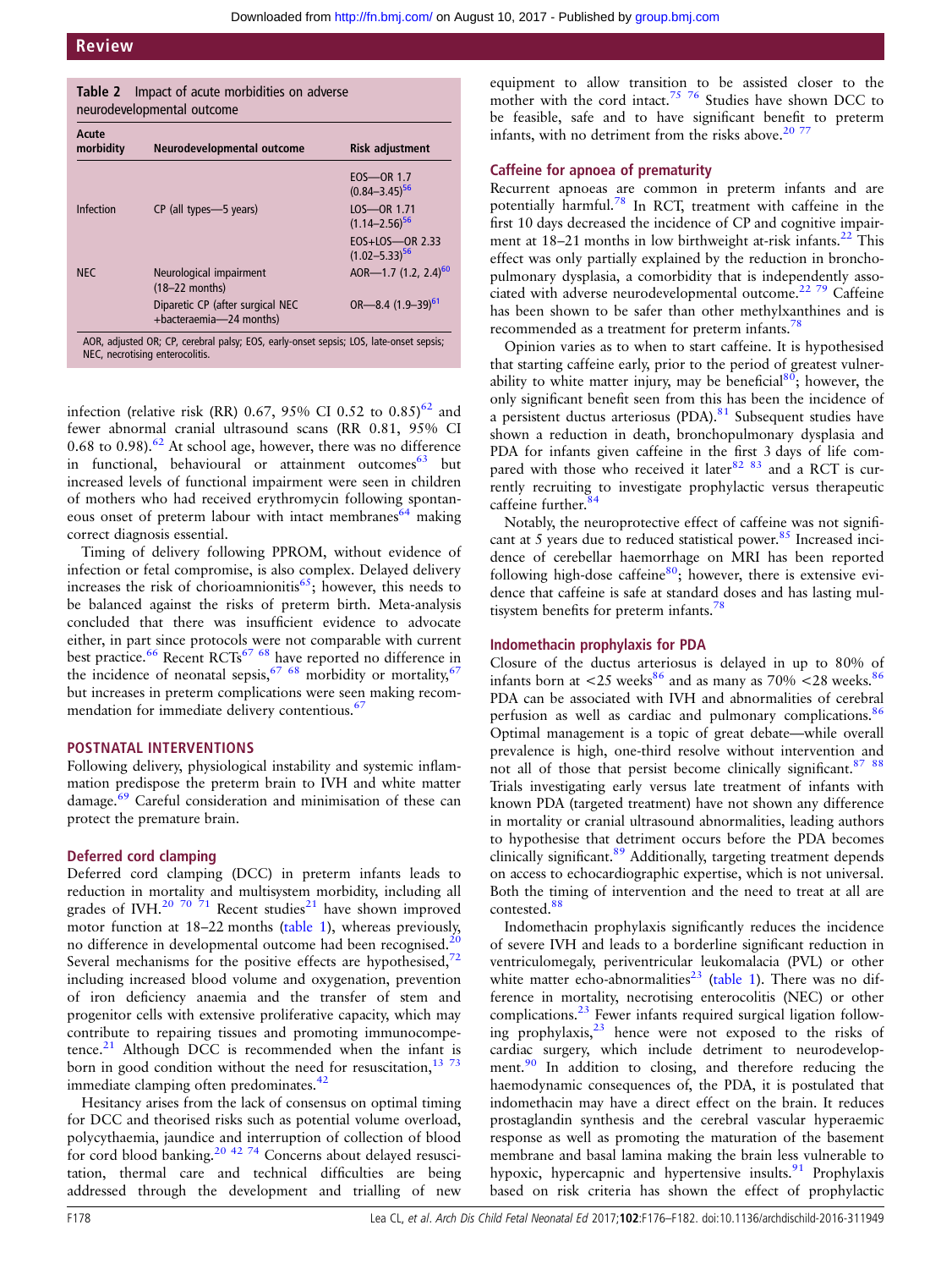**Table 2** Impact of acute morbidities on adverse neurodevelopmental outcome

| Acute morbidity | Neurodevelopmental outcome | Risk adjustment |
|---|---|---|
| Infection | CP (all types—5 years) | EOS—OR 1.7 (0.84–3.45)[56] |
| | | LOS—OR 1.71 (1.14–2.56)[56] |
| | | EOS+LOS—OR 2.33 (1.02–5.33)[56] |
| NEC | Neurological impairment (18–22 months) | AOR—1.7 (1.2, 2.4)[60] |
| | Diparetic CP (after surgical NEC +bacteraemia—24 months) | OR—8.4 (1.9–39)[61] |

AOR, adjusted OR; CP, cerebral palsy; EOS, early-onset sepsis; LOS, late-onset sepsis; NEC, necrotising enterocolitis.

infection (relative risk (RR) 0.67, 95% CI 0.52 to 0.85)[62] and fewer abnormal cranial ultrasound scans (RR 0.81, 95% CI 0.68 to 0.98).[62] At school age, however, there was no difference in functional, behavioural or attainment outcomes[63] but increased levels of functional impairment were seen in children of mothers who had received erythromycin following spontaneous onset of preterm labour with intact membranes[64] making correct diagnosis essential.

Timing of delivery following PPROM, without evidence of infection or fetal compromise, is also complex. Delayed delivery increases the risk of chorioamnionitis[65]; however, this needs to be balanced against the risks of preterm birth. Meta-analysis concluded that there was insufficient evidence to advocate either, in part since protocols were not comparable with current best practice.[66] Recent RCTs[67 68] have reported no difference in the incidence of neonatal sepsis,[67 68] morbidity or mortality,[67] but increases in preterm complications were seen making recommendation for immediate delivery contentious.[67]

## POSTNATAL INTERVENTIONS

Following delivery, physiological instability and systemic inflammation predispose the preterm brain to IVH and white matter damage.[69] Careful consideration and minimisation of these can protect the premature brain.

### Deferred cord clamping

Deferred cord clamping (DCC) in preterm infants leads to reduction in mortality and multisystem morbidity, including all grades of IVH.[20 70 71] Recent studies[21] have shown improved motor function at 18–22 months (table 1), whereas previously, no difference in developmental outcome had been recognised.[20] Several mechanisms for the positive effects are hypothesised,[72] including increased blood volume and oxygenation, prevention of iron deficiency anaemia and the transfer of stem and progenitor cells with extensive proliferative capacity, which may contribute to repairing tissues and promoting immunocompetence.[21] Although DCC is recommended when the infant is born in good condition without the need for resuscitation,[13 73] immediate clamping often predominates.[42]

Hesitancy arises from the lack of consensus on optimal timing for DCC and theorised risks such as potential volume overload, polycythaemia, jaundice and interruption of collection of blood for cord blood banking.[20 42 74] Concerns about delayed resuscitation, thermal care and technical difficulties are being addressed through the development and trialling of new equipment to allow transition to be assisted closer to the mother with the cord intact.[75 76] Studies have shown DCC to be feasible, safe and to have significant benefit to preterm infants, with no detriment from the risks above.[20 77]

### Caffeine for apnoea of prematurity

Recurrent apnoeas are common in preterm infants and are potentially harmful.[78] In RCT, treatment with caffeine in the first 10 days decreased the incidence of CP and cognitive impairment at 18–21 months in low birthweight at-risk infants.[22] This effect was only partially explained by the reduction in bronchopulmonary dysplasia, a comorbidity that is independently associated with adverse neurodevelopmental outcome.[22 79] Caffeine has been shown to be safer than other methylxanthines and is recommended as a treatment for preterm infants.[78]

Opinion varies as to when to start caffeine. It is hypothesised that starting caffeine early, prior to the period of greatest vulnerability to white matter injury, may be beneficial[80]; however, the only significant benefit seen from this has been the incidence of a persistent ductus arteriosus (PDA).[81] Subsequent studies have shown a reduction in death, bronchopulmonary dysplasia and PDA for infants given caffeine in the first 3 days of life compared with those who received it later[82 83] and a RCT is currently recruiting to investigate prophylactic versus therapeutic caffeine further.[84]

Notably, the neuroprotective effect of caffeine was not significant at 5 years due to reduced statistical power.[85] Increased incidence of cerebellar haemorrhage on MRI has been reported following high-dose caffeine[80]; however, there is extensive evidence that caffeine is safe at standard doses and has lasting multisystem benefits for preterm infants.[78]

### Indomethacin prophylaxis for PDA

Closure of the ductus arteriosus is delayed in up to 80% of infants born at <25 weeks[86] and as many as 70% <28 weeks.[86] PDA can be associated with IVH and abnormalities of cerebral perfusion as well as cardiac and pulmonary complications.[86] Optimal management is a topic of great debate—while overall prevalence is high, one-third resolve without intervention and not all of those that persist become clinically significant.[87 88] Trials investigating early versus late treatment of infants with known PDA (targeted treatment) have not shown any difference in mortality or cranial ultrasound abnormalities, leading authors to hypothesise that detriment occurs before the PDA becomes clinically significant.[89] Additionally, targeting treatment depends on access to echocardiographic expertise, which is not universal. Both the timing of intervention and the need to treat at all are contested.[88]

Indomethacin prophylaxis significantly reduces the incidence of severe IVH and leads to a borderline significant reduction in ventriculomegaly, periventricular leukomalacia (PVL) or other white matter echo-abnormalities[23] (table 1). There was no difference in mortality, necrotising enterocolitis (NEC) or other complications.[23] Fewer infants required surgical ligation following prophylaxis,[23] hence were not exposed to the risks of cardiac surgery, which include detriment to neurodevelopment.[90] In addition to closing, and therefore reducing the haemodynamic consequences of, the PDA, it is postulated that indomethacin may have a direct effect on the brain. It reduces prostaglandin synthesis and the cerebral vascular hyperaemic response as well as promoting the maturation of the basement membrane and basal lamina making the brain less vulnerable to hypoxic, hypercapnic and hypertensive insults.[91] Prophylaxis based on risk criteria has shown the effect of prophylactic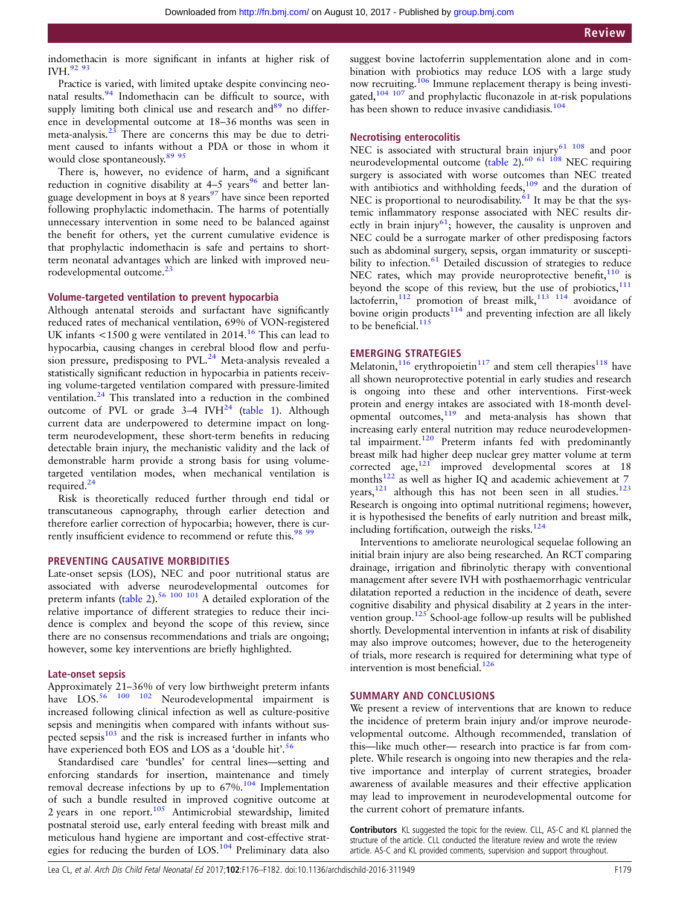indomethacin is more significant in infants at higher risk of IVH.[92 93]

Practice is varied, with limited uptake despite convincing neonatal results.[94] Indomethacin can be difficult to source, with supply limiting both clinical use and research and[89] no difference in developmental outcome at 18–36 months was seen in meta-analysis.[23] There are concerns this may be due to detriment caused to infants without a PDA or those in whom it would close spontaneously.[89 95]

There is, however, no evidence of harm, and a significant reduction in cognitive disability at 4–5 years[96] and better language development in boys at 8 years[97] have since been reported following prophylactic indomethacin. The harms of potentially unnecessary intervention in some need to be balanced against the benefit for others, yet the current cumulative evidence is that prophylactic indomethacin is safe and pertains to short-term neonatal advantages which are linked with improved neurodevelopmental outcome.[23]

### Volume-targeted ventilation to prevent hypocarbia

Although antenatal steroids and surfactant have significantly reduced rates of mechanical ventilation, 69% of VON-registered UK infants <1500 g were ventilated in 2014.[16] This can lead to hypocarbia, causing changes in cerebral blood flow and perfusion pressure, predisposing to PVL.[24] Meta-analysis revealed a statistically significant reduction in hypocarbia in patients receiving volume-targeted ventilation compared with pressure-limited ventilation.[24] This translated into a reduction in the combined outcome of PVL or grade 3–4 IVH[24] (table 1). Although current data are underpowered to determine impact on long-term neurodevelopment, these short-term benefits in reducing detectable brain injury, the mechanistic validity and the lack of demonstrable harm provide a strong basis for using volume-targeted ventilation modes, when mechanical ventilation is required.[24]

Risk is theoretically reduced further through end tidal or transcutaneous capnography, through earlier detection and therefore earlier correction of hypocarbia; however, there is currently insufficient evidence to recommend or refute this.[98 99]

## PREVENTING CAUSATIVE MORBIDITIES

Late-onset sepsis (LOS), NEC and poor nutritional status are associated with adverse neurodevelopmental outcomes for preterm infants (table 2).[56 100 101] A detailed exploration of the relative importance of different strategies to reduce their incidence is complex and beyond the scope of this review, since there are no consensus recommendations and trials are ongoing; however, some key interventions are briefly highlighted.

### Late-onset sepsis

Approximately 21–36% of very low birthweight preterm infants have LOS.[56 100 102] Neurodevelopmental impairment is increased following clinical infection as well as culture-positive sepsis and meningitis when compared with infants without suspected sepsis[103] and the risk is increased further in infants who have experienced both EOS and LOS as a 'double hit'.[56]

Standardised care 'bundles' for central lines—setting and enforcing standards for insertion, maintenance and timely removal decrease infections by up to 67%.[104] Implementation of such a bundle resulted in improved cognitive outcome at 2 years in one report.[105] Antimicrobial stewardship, limited postnatal steroid use, early enteral feeding with breast milk and meticulous hand hygiene are important and cost-effective strategies for reducing the burden of LOS.[104] Preliminary data also suggest bovine lactoferrin supplementation alone and in combination with probiotics may reduce LOS with a large study now recruiting.[106] Immune replacement therapy is being investigated,[104 107] and prophylactic fluconazole in at-risk populations has been shown to reduce invasive candidiasis.[104]

### Necrotising enterocolitis

NEC is associated with structural brain injury[61 108] and poor neurodevelopmental outcome (table 2).[60 61 108] NEC requiring surgery is associated with worse outcomes than NEC treated with antibiotics and withholding feeds,[109] and the duration of NEC is proportional to neurodisability.[61] It may be that the systemic inflammatory response associated with NEC results directly in brain injury[61]; however, the causality is unproven and NEC could be a surrogate marker of other predisposing factors such as abdominal surgery, sepsis, organ immaturity or susceptibility to infection.[61] Detailed discussion of strategies to reduce NEC rates, which may provide neuroprotective benefit,[110] is beyond the scope of this review, but the use of probiotics,[111] lactoferrin,[112] promotion of breast milk,[113 114] avoidance of bovine origin products[114] and preventing infection are all likely to be beneficial.[115]

## EMERGING STRATEGIES

Melatonin,[116] erythropoietin[117] and stem cell therapies[118] have all shown neuroprotective potential in early studies and research is ongoing into these and other interventions. First-week protein and energy intakes are associated with 18-month developmental outcomes,[119] and meta-analysis has shown that increasing early enteral nutrition may reduce neurodevelopmental impairment.[120] Preterm infants fed with predominantly breast milk had higher deep nuclear grey matter volume at term corrected age,[121] improved developmental scores at 18 months[122] as well as higher IQ and academic achievement at 7 years,[121] although this has not been seen in all studies.[123] Research is ongoing into optimal nutritional regimens; however, it is hypothesised the benefits of early nutrition and breast milk, including fortification, outweigh the risks.[124]

Interventions to ameliorate neurological sequelae following an initial brain injury are also being researched. An RCT comparing drainage, irrigation and fibrinolytic therapy with conventional management after severe IVH with posthaemorrhagic ventricular dilatation reported a reduction in the incidence of death, severe cognitive disability and physical disability at 2 years in the intervention group.[125] School-age follow-up results will be published shortly. Developmental intervention in infants at risk of disability may also improve outcomes; however, due to the heterogeneity of trials, more research is required for determining what type of intervention is most beneficial.[126]

## SUMMARY AND CONCLUSIONS

We present a review of interventions that are known to reduce the incidence of preterm brain injury and/or improve neurodevelopmental outcome. Although recommended, translation of this—like much other— research into practice is far from complete. While research is ongoing into new therapies and the relative importance and interplay of current strategies, broader awareness of available measures and their effective application may lead to improvement in neurodevelopmental outcome for the current cohort of premature infants.

**Contributors** KL suggested the topic for the review. CLL, AS-C and KL planned the structure of the article. CLL conducted the literature review and wrote the review article. AS-C and KL provided comments, supervision and support throughout.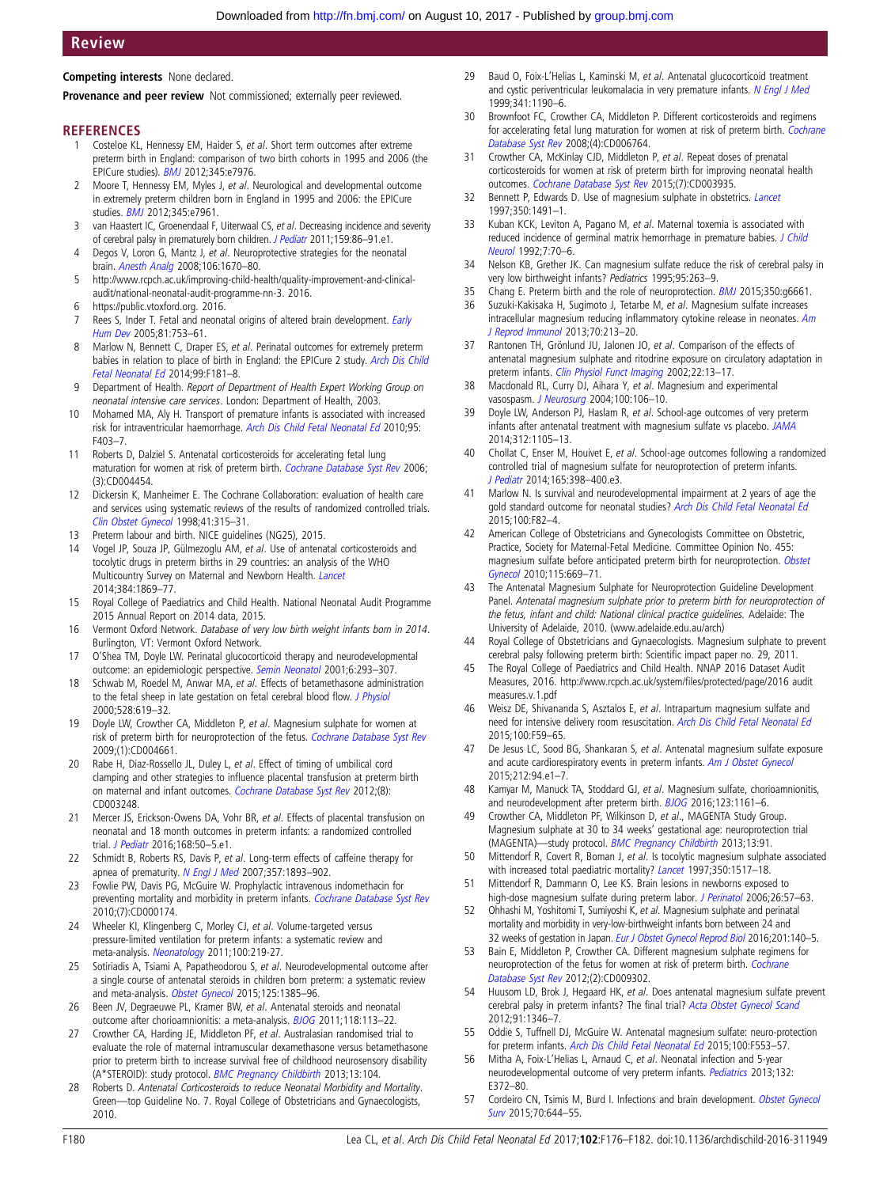**Competing interests** None declared.

**Provenance and peer review** Not commissioned; externally peer reviewed.

## REFERENCES

1. Costeloe KL, Hennessy EM, Haider S, *et al*. Short term outcomes after extreme preterm birth in England: comparison of two birth cohorts in 1995 and 2006 (the EPICure studies). *BMJ* 2012;345:e7976.
2. Moore T, Hennessy EM, Myles J, *et al*. Neurological and developmental outcome in extremely preterm children born in England in 1995 and 2006: the EPICure studies. *BMJ* 2012;345:e7961.
3. van Haastert IC, Groenendaal F, Uiterwaal CS, *et al*. Decreasing incidence and severity of cerebral palsy in prematurely born children. *J Pediatr* 2011;159:86–91.e1.
4. Degos V, Loron G, Mantz J, *et al*. Neuroprotective strategies for the neonatal brain. *Anesth Analg* 2008;106:1670–80.
5. http://www.rcpch.ac.uk/improving-child-health/quality-improvement-and-clinical-audit/national-neonatal-audit-programme-nn-3. 2016.
6. https://public.vtoxford.org. 2016.
7. Rees S, Inder T. Fetal and neonatal origins of altered brain development. *Early Hum Dev* 2005;81:753–61.
8. Marlow N, Bennett C, Draper ES, *et al*. Perinatal outcomes for extremely preterm babies in relation to place of birth in England: the EPICure 2 study. *Arch Dis Child Fetal Neonatal Ed* 2014;99:F181–8.
9. Department of Health. *Report of Department of Health Expert Working Group on neonatal intensive care services*. London: Department of Health, 2003.
10. Mohamed MA, Aly H. Transport of premature infants is associated with increased risk for intraventricular haemorrhage. *Arch Dis Child Fetal Neonatal Ed* 2010;95: F403–7.
11. Roberts D, Dalziel S. Antenatal corticosteroids for accelerating fetal lung maturation for women at risk of preterm birth. *Cochrane Database Syst Rev* 2006;(3):CD004454.
12. Dickersin K, Manheimer E. The Cochrane Collaboration: evaluation of health care and services using systematic reviews of the results of randomized controlled trials. *Clin Obstet Gynecol* 1998;41:315–31.
13. Preterm labour and birth. NICE guidelines (NG25), 2015.
14. Vogel JP, Souza JP, Gülmezoglu AM, *et al*. Use of antenatal corticosteroids and tocolytic drugs in preterm births in 29 countries: an analysis of the WHO Multicountry Survey on Maternal and Newborn Health. *Lancet* 2014;384:1869–77.
15. Royal College of Paediatrics and Child Health. National Neonatal Audit Programme 2015 Annual Report on 2014 data, 2015.
16. Vermont Oxford Network. *Database of very low birth weight infants born in 2014*. Burlington, VT: Vermont Oxford Network.
17. O'Shea TM, Doyle LW. Perinatal glucocorticoid therapy and neurodevelopmental outcome: an epidemiologic perspective. *Semin Neonatol* 2001;6:293–307.
18. Schwab M, Roedel M, Anwar MA, *et al*. Effects of betamethasone administration to the fetal sheep in late gestation on fetal cerebral blood flow. *J Physiol* 2000;528:619–32.
19. Doyle LW, Crowther CA, Middleton P, *et al*. Magnesium sulphate for women at risk of preterm birth for neuroprotection of the fetus. *Cochrane Database Syst Rev* 2009;(1):CD004661.
20. Rabe H, Diaz-Rossello JL, Duley L, *et al*. Effect of timing of umbilical cord clamping and other strategies to influence placental transfusion at preterm birth on maternal and infant outcomes. *Cochrane Database Syst Rev* 2012;(8): CD003248.
21. Mercer JS, Erickson-Owens DA, Vohr BR, *et al*. Effects of placental transfusion on neonatal and 18 month outcomes in preterm infants: a randomized controlled trial. *J Pediatr* 2016;168:50–5.e1.
22. Schmidt B, Roberts RS, Davis P, *et al*. Long-term effects of caffeine therapy for apnea of prematurity. *N Engl J Med* 2007;357:1893–902.
23. Fowlie PW, Davis PG, McGuire W. Prophylactic intravenous indomethacin for preventing mortality and morbidity in preterm infants. *Cochrane Database Syst Rev* 2010;(7):CD000174.
24. Wheeler KI, Klingenberg C, Morley CJ, *et al*. Volume-targeted versus pressure-limited ventilation for preterm infants: a systematic review and meta-analysis. *Neonatology* 2011;100:219-27.
25. Sotiriadis A, Tsiami A, Papatheodorou S, *et al*. Neurodevelopmental outcome after a single course of antenatal steroids in children born preterm: a systematic review and meta-analysis. *Obstet Gynecol* 2015;125:1385–96.
26. Been JV, Degraeuwe PL, Kramer BW, *et al*. Antenatal steroids and neonatal outcome after chorioamnionitis: a meta-analysis. *BJOG* 2011;118:113–22.
27. Crowther CA, Harding JE, Middleton PF, *et al*. Australasian randomised trial to evaluate the role of maternal intramuscular dexamethasone versus betamethasone prior to preterm birth to increase survival free of childhood neurosensory disability (A*STEROID): study protocol. *BMC Pregnancy Childbirth* 2013;13:104.
28. Roberts D. *Antenatal Corticosteroids to reduce Neonatal Morbidity and Mortality*. Green—top Guideline No. 7. Royal College of Obstetricians and Gynaecologists, 2010.
29. Baud O, Foix-L'Helias L, Kaminski M, *et al*. Antenatal glucocorticoid treatment and cystic periventricular leukomalacia in very premature infants. *N Engl J Med* 1999;341:1190–6.
30. Brownfoot FC, Crowther CA, Middleton P. Different corticosteroids and regimens for accelerating fetal lung maturation for women at risk of preterm birth. *Cochrane Database Syst Rev* 2008;(4):CD006764.
31. Crowther CA, McKinlay CJD, Middleton P, *et al*. Repeat doses of prenatal corticosteroids for women at risk of preterm birth for improving neonatal health outcomes. *Cochrane Database Syst Rev* 2015;(7):CD003935.
32. Bennett P, Edwards D. Use of magnesium sulphate in obstetrics. *Lancet* 1997;350:1491–1.
33. Kuban KCK, Leviton A, Pagano M, *et al*. Maternal toxemia is associated with reduced incidence of germinal matrix hemorrhage in premature babies. *J Child Neurol* 1992;7:70–6.
34. Nelson KB, Grether JK. Can magnesium sulfate reduce the risk of cerebral palsy in very low birthweight infants? *Pediatrics* 1995;95:263–9.
35. Chang E. Preterm birth and the role of neuroprotection. *BMJ* 2015;350:g6661.
36. Suzuki-Kakisaka H, Sugimoto J, Tetarbe M, *et al*. Magnesium sulfate increases intracellular magnesium reducing inflammatory cytokine release in neonates. *Am J Reprod Immunol* 2013;70:213–20.
37. Rantonen TH, Grönlund JU, Jalonen JO, *et al*. Comparison of the effects of antenatal magnesium sulphate and ritodrine exposure on circulatory adaptation in preterm infants. *Clin Physiol Funct Imaging* 2002;22:13–17.
38. Macdonald RL, Curry DJ, Aihara Y, *et al*. Magnesium and experimental vasospasm. *J Neurosurg* 2004;100:106–10.
39. Doyle LW, Anderson PJ, Haslam R, *et al*. School-age outcomes of very preterm infants after antenatal treatment with magnesium sulfate vs placebo. *JAMA* 2014;312:1105–13.
40. Chollat C, Enser M, Houivet E, *et al*. School-age outcomes following a randomized controlled trial of magnesium sulfate for neuroprotection of preterm infants. *J Pediatr* 2014;165:398–400.e3.
41. Marlow N. Is survival and neurodevelopmental impairment at 2 years of age the gold standard outcome for neonatal studies? *Arch Dis Child Fetal Neonatal Ed* 2015;100:F82–4.
42. American College of Obstetricians and Gynecologists Committee on Obstetric, Practice, Society for Maternal-Fetal Medicine. Committee Opinion No. 455: magnesium sulfate before anticipated preterm birth for neuroprotection. *Obstet Gynecol* 2010;115:669–71.
43. The Antenatal Magnesium Sulphate for Neuroprotection Guideline Development Panel. *Antenatal magnesium sulphate prior to preterm birth for neuroprotection of the fetus, infant and child: National clinical practice guidelines*. Adelaide: The University of Adelaide, 2010. (www.adelaide.edu.au/arch)
44. Royal College of Obstetricians and Gynaecologists. Magnesium sulphate to prevent cerebral palsy following preterm birth: Scientific impact paper no. 29, 2011.
45. The Royal College of Paediatrics and Child Health. NNAP 2016 Dataset Audit Measures, 2016. http://www.rcpch.ac.uk/system/files/protected/page/2016 audit measures.v.1.pdf
46. Weisz DE, Shivananda S, Asztalos E, *et al*. Intrapartum magnesium sulfate and need for intensive delivery room resuscitation. *Arch Dis Child Fetal Neonatal Ed* 2015;100:F59–65.
47. De Jesus LC, Sood BG, Shankaran S, *et al*. Antenatal magnesium sulfate exposure and acute cardiorespiratory events in preterm infants. *Am J Obstet Gynecol* 2015;212:94.e1–7.
48. Kamyar M, Manuck TA, Stoddard GJ, *et al*. Magnesium sulfate, chorioamnionitis, and neurodevelopment after preterm birth. *BJOG* 2016;123:1161–6.
49. Crowther CA, Middleton PF, Wilkinson D, *et al*., MAGENTA Study Group. Magnesium sulphate at 30 to 34 weeks' gestational age: neuroprotection trial (MAGENTA)—study protocol. *BMC Pregnancy Childbirth* 2013;13:91.
50. Mittendorf R, Covert R, Boman J, *et al*. Is tocolytic magnesium sulphate associated with increased total paediatric mortality? *Lancet* 1997;350:1517–18.
51. Mittendorf R, Dammann O, Lee KS. Brain lesions in newborns exposed to high-dose magnesium sulfate during preterm labor. *J Perinatol* 2006;26:57–63.
52. Ohhashi M, Yoshitomi T, Sumiyoshi K, *et al*. Magnesium sulphate and perinatal mortality and morbidity in very-low-birthweight infants born between 24 and 32 weeks of gestation in Japan. *Eur J Obstet Gynecol Reprod Biol* 2016;201:140–5.
53. Bain E, Middleton P, Crowther CA. Different magnesium sulphate regimens for neuroprotection of the fetus for women at risk of preterm birth. *Cochrane Database Syst Rev* 2012;(2):CD009302.
54. Huusom LD, Brok J, Hegaard HK, *et al*. Does antenatal magnesium sulfate prevent cerebral palsy in preterm infants? The final trial? *Acta Obstet Gynecol Scand* 2012;91:1346–7.
55. Oddie S, Tuffnell DJ, McGuire W. Antenatal magnesium sulfate: neuro-protection for preterm infants. *Arch Dis Child Fetal Neonatal Ed* 2015;100:F553–57.
56. Mitha A, Foix-L'Helias L, Arnaud C, *et al*. Neonatal infection and 5-year neurodevelopmental outcome of very preterm infants. *Pediatrics* 2013;132: E372–80.
57. Cordeiro CN, Tsimis M, Burd I. Infections and brain development. *Obstet Gynecol Surv* 2015;70:644–55.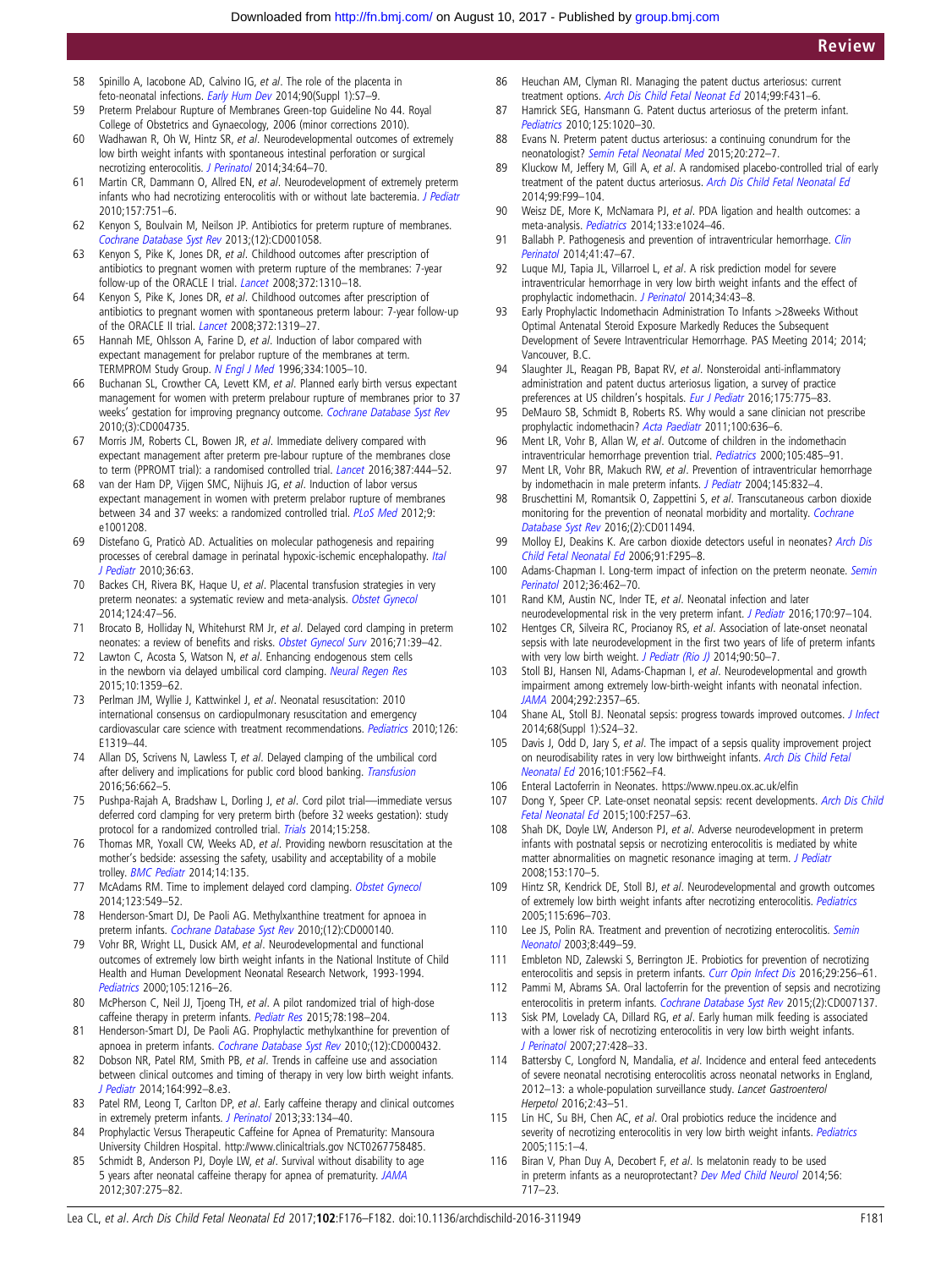58 Spinillo A, Iacobone AD, Calvino IG, *et al*. The role of the placenta in feto-neonatal infections. *Early Hum Dev* 2014;90(Suppl 1):S7–9.
59 Preterm Prelabour Rupture of Membranes Green-top Guideline No 44. Royal College of Obstetrics and Gynaecology, 2006 (minor corrections 2010).
60 Wadhawan R, Oh W, Hintz SR, *et al*. Neurodevelopmental outcomes of extremely low birth weight infants with spontaneous intestinal perforation or surgical necrotizing enterocolitis. *J Perinatol* 2014;34:64–70.
61 Martin CR, Dammann O, Allred EN, *et al*. Neurodevelopment of extremely preterm infants who had necrotizing enterocolitis with or without late bacteremia. *J Pediatr* 2010;157:751–6.
62 Kenyon S, Boulvain M, Neilson JP. Antibiotics for preterm rupture of membranes. *Cochrane Database Syst Rev* 2013;(12):CD001058.
63 Kenyon S, Pike K, Jones DR, *et al*. Childhood outcomes after prescription of antibiotics to pregnant women with preterm rupture of the membranes: 7-year follow-up of the ORACLE I trial. *Lancet* 2008;372:1310–18.
64 Kenyon S, Pike K, Jones DR, *et al*. Childhood outcomes after prescription of antibiotics to pregnant women with spontaneous preterm labour: 7-year follow-up of the ORACLE II trial. *Lancet* 2008;372:1319–27.
65 Hannah ME, Ohlsson A, Farine D, *et al*. Induction of labor compared with expectant management for prelabor rupture of the membranes at term. TERMPROM Study Group. *N Engl J Med* 1996;334:1005–10.
66 Buchanan SL, Crowther CA, Levett KM, *et al*. Planned early birth versus expectant management for women with preterm prelabour rupture of membranes prior to 37 weeks' gestation for improving pregnancy outcome. *Cochrane Database Syst Rev* 2010;(3):CD004735.
67 Morris JM, Roberts CL, Bowen JR, *et al*. Immediate delivery compared with expectant management after preterm pre-labour rupture of the membranes close to term (PPROMT trial): a randomised controlled trial. *Lancet* 2016;387:444–52.
68 van der Ham DP, Vijgen SMC, Nijhuis JG, *et al*. Induction of labor versus expectant management in women with preterm prelabor rupture of membranes between 34 and 37 weeks: a randomized controlled trial. *PLoS Med* 2012;9:e1001208.
69 Distefano G, Praticò AD. Actualities on molecular pathogenesis and repairing processes of cerebral damage in perinatal hypoxic-ischemic encephalopathy. *Ital J Pediatr* 2010;36:63.
70 Backes CH, Rivera BK, Haque U, *et al*. Placental transfusion strategies in very preterm neonates: a systematic review and meta-analysis. *Obstet Gynecol* 2014;124:47–56.
71 Brocato B, Holliday N, Whitehurst RM Jr, *et al*. Delayed cord clamping in preterm neonates: a review of benefits and risks. *Obstet Gynecol Surv* 2016;71:39–42.
72 Lawton C, Acosta S, Watson N, *et al*. Enhancing endogenous stem cells in the newborn via delayed umbilical cord clamping. *Neural Regen Res* 2015;10:1359–62.
73 Perlman JM, Wyllie J, Kattwinkel J, *et al*. Neonatal resuscitation: 2010 international consensus on cardiopulmonary resuscitation and emergency cardiovascular care science with treatment recommendations. *Pediatrics* 2010;126:E1319–44.
74 Allan DS, Scrivens N, Lawless T, *et al*. Delayed clamping of the umbilical cord after delivery and implications for public cord blood banking. *Transfusion* 2016;56:662–5.
75 Pushpa-Rajah A, Bradshaw L, Dorling J, *et al*. Cord pilot trial—immediate versus deferred cord clamping for very preterm birth (before 32 weeks gestation): study protocol for a randomized controlled trial. *Trials* 2014;15:258.
76 Thomas MR, Yoxall CW, Weeks AD, *et al*. Providing newborn resuscitation at the mother's bedside: assessing the safety, usability and acceptability of a mobile trolley. *BMC Pediatr* 2014;14:135.
77 McAdams RM. Time to implement delayed cord clamping. *Obstet Gynecol* 2014;123:549–52.
78 Henderson-Smart DJ, De Paoli AG. Methylxanthine treatment for apnoea in preterm infants. *Cochrane Database Syst Rev* 2010;(12):CD000140.
79 Vohr BR, Wright LL, Dusick AM, *et al*. Neurodevelopmental and functional outcomes of extremely low birth weight infants in the National Institute of Child Health and Human Development Neonatal Research Network, 1993-1994. *Pediatrics* 2000;105:1216–26.
80 McPherson C, Neil JJ, Tjoeng TH, *et al*. A pilot randomized trial of high-dose caffeine therapy in preterm infants. *Pediatr Res* 2015;78:198–204.
81 Henderson-Smart DJ, De Paoli AG. Prophylactic methylxanthine for prevention of apnoea in preterm infants. *Cochrane Database Syst Rev* 2010;(12):CD000432.
82 Dobson NR, Patel RM, Smith PB, *et al*. Trends in caffeine use and association between clinical outcomes and timing of therapy in very low birth weight infants. *J Pediatr* 2014;164:992–8.e3.
83 Patel RM, Leong T, Carlton DP, *et al*. Early caffeine therapy and clinical outcomes in extremely preterm infants. *J Perinatol* 2013;33:134–40.
84 Prophylactic Versus Therapeutic Caffeine for Apnea of Prematurity: Mansoura University Children Hospital. http://www.clinicaltrials.gov NCT0267758485.
85 Schmidt B, Anderson PJ, Doyle LW, *et al*. Survival without disability to age 5 years after neonatal caffeine therapy for apnea of prematurity. *JAMA* 2012;307:275–82.
86 Heuchan AM, Clyman RI. Managing the patent ductus arteriosus: current treatment options. *Arch Dis Child Fetal Neonat Ed* 2014;99:F431–6.
87 Hamrick SEG, Hansmann G. Patent ductus arteriosus of the preterm infant. *Pediatrics* 2010;125:1020–30.
88 Evans N. Preterm patent ductus arteriosus: a continuing conundrum for the neonatologist? *Semin Fetal Neonatal Med* 2015;20:272–7.
89 Kluckow M, Jeffery M, Gill A, *et al*. A randomised placebo-controlled trial of early treatment of the patent ductus arteriosus. *Arch Dis Child Fetal Neonatal Ed* 2014;99:F99–104.
90 Weisz DE, More K, McNamara PJ, *et al*. PDA ligation and health outcomes: a meta-analysis. *Pediatrics* 2014;133:e1024–46.
91 Ballabh P. Pathogenesis and prevention of intraventricular hemorrhage. *Clin Perinatol* 2014;41:47–67.
92 Luque MJ, Tapia JL, Villarroel L, *et al*. A risk prediction model for severe intraventricular hemorrhage in very low birth weight infants and the effect of prophylactic indomethacin. *J Perinatol* 2014;34:43–8.
93 Early Prophylactic Indomethacin Administration To Infants >28weeks Without Optimal Antenatal Steroid Exposure Markedly Reduces the Subsequent Development of Severe Intraventricular Hemorrhage. PAS Meeting 2014; 2014; Vancouver, B.C.
94 Slaughter JL, Reagan PB, Bapat RV, *et al*. Nonsteroidal anti-inflammatory administration and patent ductus arteriosus ligation, a survey of practice preferences at US children's hospitals. *Eur J Pediatr* 2016;175:775–83.
95 DeMauro SB, Schmidt B, Roberts RS. Why would a sane clinician not prescribe prophylactic indomethacin? *Acta Paediatr* 2011;100:636–6.
96 Ment LR, Vohr B, Allan W, *et al*. Outcome of children in the indomethacin intraventricular hemorrhage prevention trial. *Pediatrics* 2000;105:485–91.
97 Ment LR, Vohr BR, Makuch RW, *et al*. Prevention of intraventricular hemorrhage by indomethacin in male preterm infants. *J Pediatr* 2004;145:832–4.
98 Bruschettini M, Romantsik O, Zappettini S, *et al*. Transcutaneous carbon dioxide monitoring for the prevention of neonatal morbidity and mortality. *Cochrane Database Syst Rev* 2016;(2):CD011494.
99 Molloy EJ, Deakins K. Are carbon dioxide detectors useful in neonates? *Arch Dis Child Fetal Neonatal Ed* 2006;91:F295–8.
100 Adams-Chapman I. Long-term impact of infection on the preterm neonate. *Semin Perinatol* 2012;36:462–70.
101 Rand KM, Austin NC, Inder TE, *et al*. Neonatal infection and later neurodevelopmental risk in the very preterm infant. *J Pediatr* 2016;170:97–104.
102 Hentges CR, Silveira RC, Procianoy RS, *et al*. Association of late-onset neonatal sepsis with late neurodevelopment in the first two years of life of preterm infants with very low birth weight. *J Pediatr (Rio J)* 2014;90:50–7.
103 Stoll BJ, Hansen NI, Adams-Chapman I, *et al*. Neurodevelopmental and growth impairment among extremely low-birth-weight infants with neonatal infection. *JAMA* 2004;292:2357–65.
104 Shane AL, Stoll BJ. Neonatal sepsis: progress towards improved outcomes. *J Infect* 2014;68(Suppl 1):S24–32.
105 Davis J, Odd D, Jary S, *et al*. The impact of a sepsis quality improvement project on neurodisability rates in very low birthweight infants. *Arch Dis Child Fetal Neonatal Ed* 2016;101:F562–F4.
106 Enteral Lactoferrin in Neonates. https://www.npeu.ox.ac.uk/elfin
107 Dong Y, Speer CP. Late-onset neonatal sepsis: recent developments. *Arch Dis Child Fetal Neonatal Ed* 2015;100:F257–63.
108 Shah DK, Doyle LW, Anderson PJ, *et al*. Adverse neurodevelopment in preterm infants with postnatal sepsis or necrotizing enterocolitis is mediated by white matter abnormalities on magnetic resonance imaging at term. *J Pediatr* 2008;153:170–5.
109 Hintz SR, Kendrick DE, Stoll BJ, *et al*. Neurodevelopmental and growth outcomes of extremely low birth weight infants after necrotizing enterocolitis. *Pediatrics* 2005;115:696–703.
110 Lee JS, Polin RA. Treatment and prevention of necrotizing enterocolitis. *Semin Neonatol* 2003;8:449–59.
111 Embleton ND, Zalewski S, Berrington JE. Probiotics for prevention of necrotizing enterocolitis and sepsis in preterm infants. *Curr Opin Infect Dis* 2016;29:256–61.
112 Pammi M, Abrams SA. Oral lactoferrin for the prevention of sepsis and necrotizing enterocolitis in preterm infants. *Cochrane Database Syst Rev* 2015;(2):CD007137.
113 Sisk PM, Lovelady CA, Dillard RG, *et al*. Early human milk feeding is associated with a lower risk of necrotizing enterocolitis in very low birth weight infants. *J Perinatol* 2007;27:428–33.
114 Battersby C, Longford N, Mandalia, *et al*. Incidence and enteral feed antecedents of severe neonatal necrotising enterocolitis across neonatal networks in England, 2012–13: a whole-population surveillance study. *Lancet Gastroenterol Hepatol* 2016;2:43–51.
115 Lin HC, Su BH, Chen AC, *et al*. Oral probiotics reduce the incidence and severity of necrotizing enterocolitis in very low birth weight infants. *Pediatrics* 2005;115:1–4.
116 Biran V, Phan Duy A, Decobert F, *et al*. Is melatonin ready to be used in preterm infants as a neuroprotectant? *Dev Med Child Neurol* 2014;56:717–23.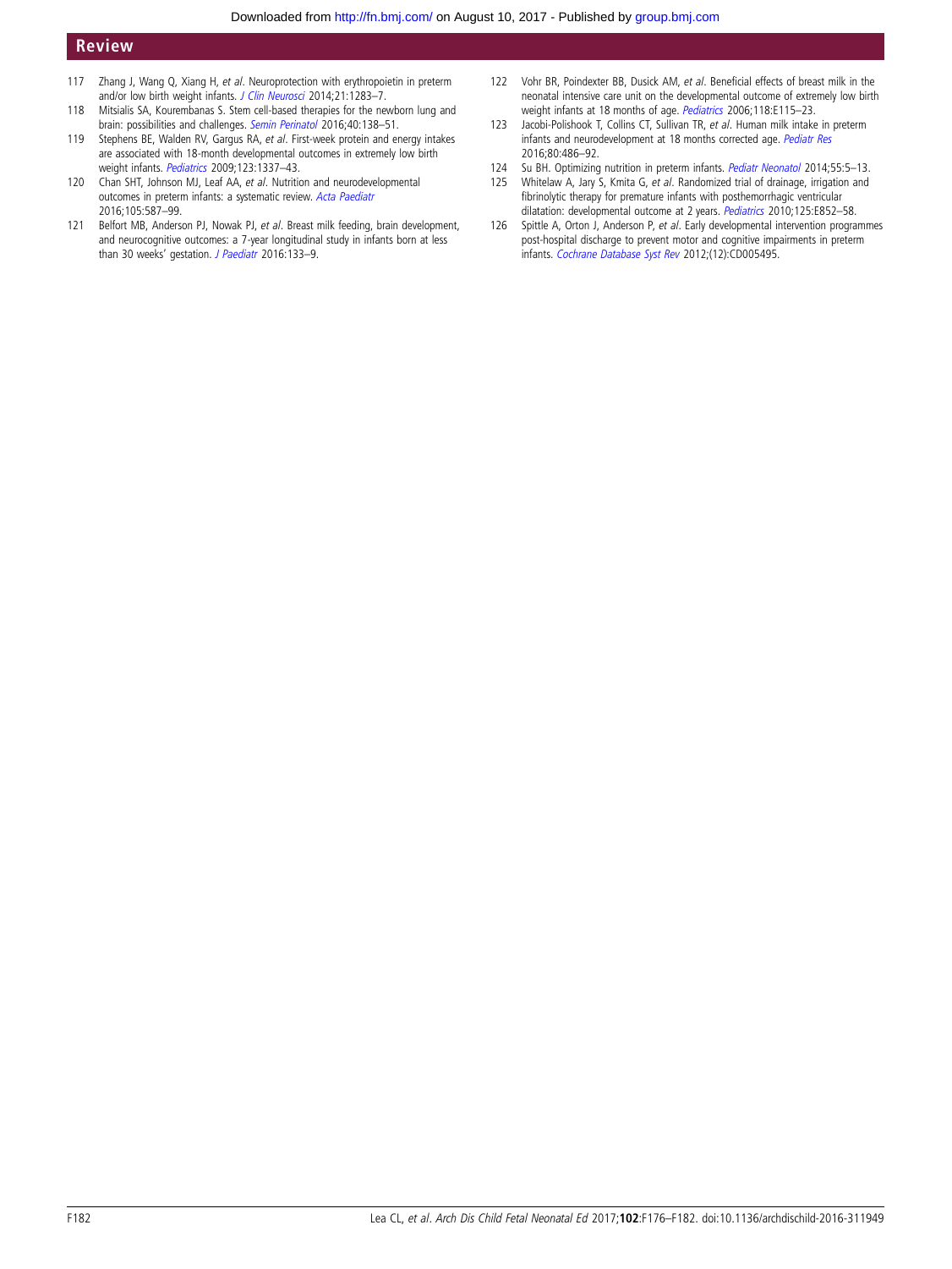117 Zhang J, Wang Q, Xiang H, *et al*. Neuroprotection with erythropoietin in preterm and/or low birth weight infants. *J Clin Neurosci* 2014;21:1283–7.

118 Mitsialis SA, Kourembanas S. Stem cell-based therapies for the newborn lung and brain: possibilities and challenges. *Semin Perinatol* 2016;40:138–51.

119 Stephens BE, Walden RV, Gargus RA, *et al*. First-week protein and energy intakes are associated with 18-month developmental outcomes in extremely low birth weight infants. *Pediatrics* 2009;123:1337–43.

120 Chan SHT, Johnson MJ, Leaf AA, *et al*. Nutrition and neurodevelopmental outcomes in preterm infants: a systematic review. *Acta Paediatr* 2016;105:587–99.

121 Belfort MB, Anderson PJ, Nowak PJ, *et al*. Breast milk feeding, brain development, and neurocognitive outcomes: a 7-year longitudinal study in infants born at less than 30 weeks' gestation. *J Paediatr* 2016:133–9.

122 Vohr BR, Poindexter BB, Dusick AM, *et al*. Beneficial effects of breast milk in the neonatal intensive care unit on the developmental outcome of extremely low birth weight infants at 18 months of age. *Pediatrics* 2006;118:E115–23.

123 Jacobi-Polishook T, Collins CT, Sullivan TR, *et al*. Human milk intake in preterm infants and neurodevelopment at 18 months corrected age. *Pediatr Res* 2016;80:486–92.

124 Su BH. Optimizing nutrition in preterm infants. *Pediatr Neonatol* 2014;55:5–13.

125 Whitelaw A, Jary S, Kmita G, *et al*. Randomized trial of drainage, irrigation and fibrinolytic therapy for premature infants with posthemorrhagic ventricular dilatation: developmental outcome at 2 years. *Pediatrics* 2010;125:E852–58.

126 Spittle A, Orton J, Anderson P, *et al*. Early developmental intervention programmes post-hospital discharge to prevent motor and cognitive impairments in preterm infants. *Cochrane Database Syst Rev* 2012;(12):CD005495.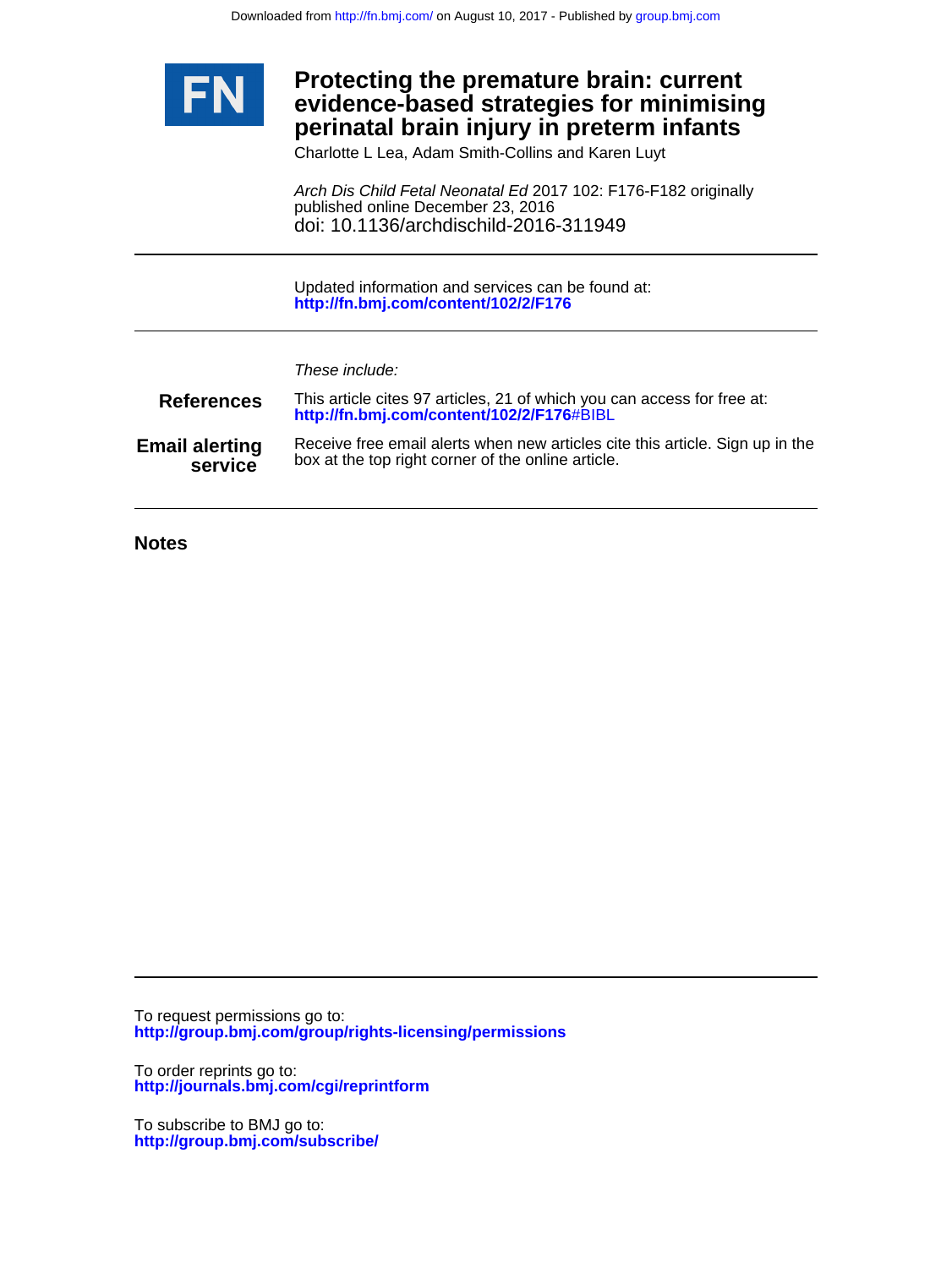Downloaded from http://fn.bmj.com/ on August 10, 2017 - Published by group.bmj.com

FN

# Protecting the premature brain: current evidence-based strategies for minimising perinatal brain injury in preterm infants

Charlotte L Lea, Adam Smith-Collins and Karen Luyt

*Arch Dis Child Fetal Neonatal Ed* 2017 102: F176-F182 originally published online December 23, 2016
doi: 10.1136/archdischild-2016-311949

---

Updated information and services can be found at:
**http://fn.bmj.com/content/102/2/F176**

---

*These include:*

**References** — This article cites 97 articles, 21 of which you can access for free at: **http://fn.bmj.com/content/102/2/F176**#BIBL

**Email alerting service** — Receive free email alerts when new articles cite this article. Sign up in the box at the top right corner of the online article.

---

## Notes

---

To request permissions go to:
**http://group.bmj.com/group/rights-licensing/permissions**

To order reprints go to:
**http://journals.bmj.com/cgi/reprintform**

To subscribe to BMJ go to:
**http://group.bmj.com/subscribe/**